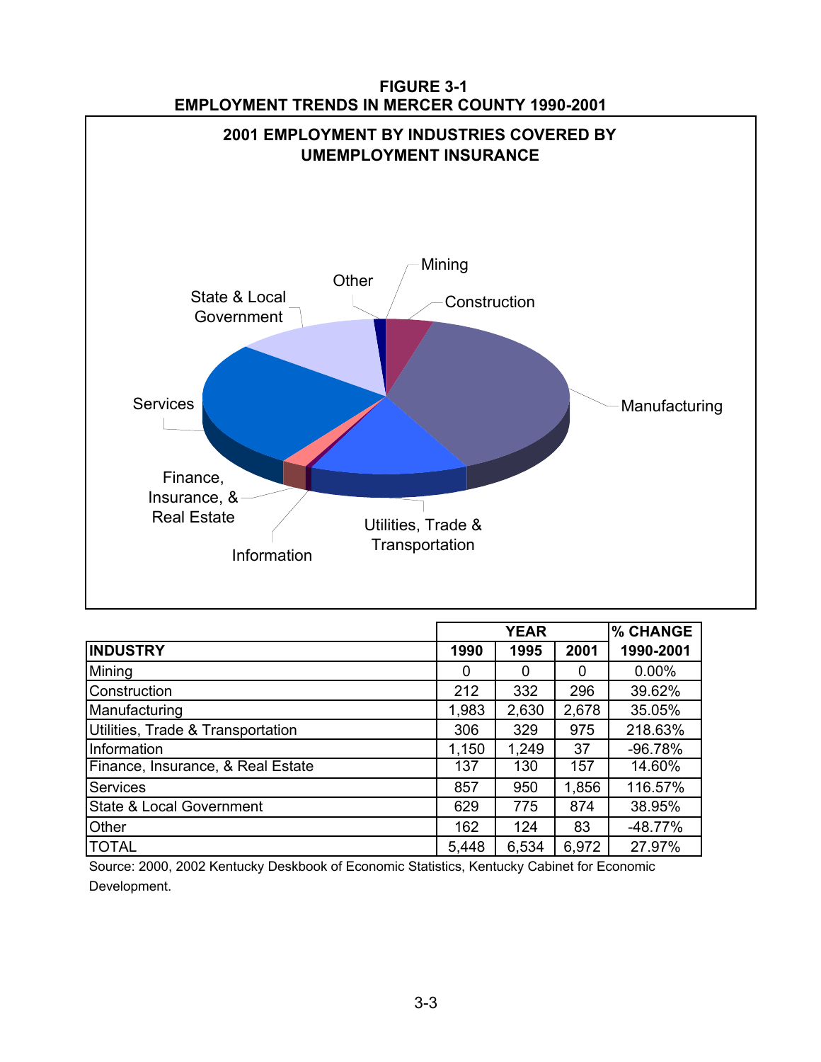**FIGURE 3-1**
**EMPLOYMENT TRENDS IN MERCER COUNTY 1990-2001**

**2001 EMPLOYMENT BY INDUSTRIES COVERED BY UMEMPLOYMENT INSURANCE**

Mining
Other
Construction
State & Local Government
Manufacturing
Services
Finance, Insurance, & Real Estate
Utilities, Trade & Transportation
Information

| | YEAR | | | % CHANGE |
|---|---|---|---|---|
| **INDUSTRY** | **1990** | **1995** | **2001** | **1990-2001** |
| Mining | 0 | 0 | 0 | 0.00% |
| Construction | 212 | 332 | 296 | 39.62% |
| Manufacturing | 1,983 | 2,630 | 2,678 | 35.05% |
| Utilities, Trade & Transportation | 306 | 329 | 975 | 218.63% |
| Information | 1,150 | 1,249 | 37 | -96.78% |
| Finance, Insurance, & Real Estate | 137 | 130 | 157 | 14.60% |
| Services | 857 | 950 | 1,856 | 116.57% |
| State & Local Government | 629 | 775 | 874 | 38.95% |
| Other | 162 | 124 | 83 | -48.77% |
| TOTAL | 5,448 | 6,534 | 6,972 | 27.97% |

Source: 2000, 2002 Kentucky Deskbook of Economic Statistics, Kentucky Cabinet for Economic Development.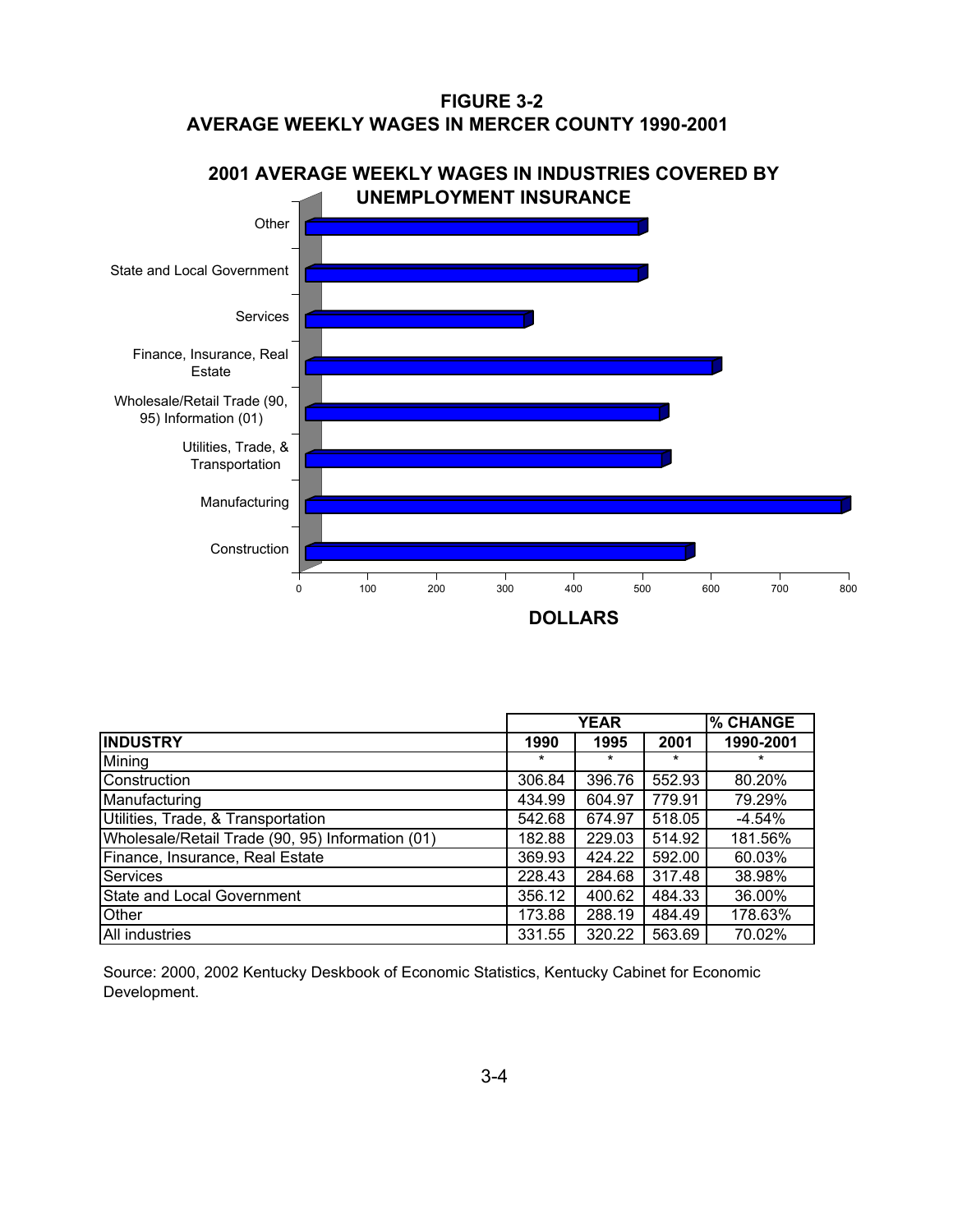**FIGURE 3-2**
**AVERAGE WEEKLY WAGES IN MERCER COUNTY 1990-2001**

**2001 AVERAGE WEEKLY WAGES IN INDUSTRIES COVERED BY UNEMPLOYMENT INSURANCE**

|  | YEAR | | | % CHANGE |
|---|---|---|---|---|
| **INDUSTRY** | **1990** | **1995** | **2001** | **1990-2001** |
| Mining | * | * | * | * |
| Construction | 306.84 | 396.76 | 552.93 | 80.20% |
| Manufacturing | 434.99 | 604.97 | 779.91 | 79.29% |
| Utilities, Trade, & Transportation | 542.68 | 674.97 | 518.05 | -4.54% |
| Wholesale/Retail Trade (90, 95) Information (01) | 182.88 | 229.03 | 514.92 | 181.56% |
| Finance, Insurance, Real Estate | 369.93 | 424.22 | 592.00 | 60.03% |
| Services | 228.43 | 284.68 | 317.48 | 38.98% |
| State and Local Government | 356.12 | 400.62 | 484.33 | 36.00% |
| Other | 173.88 | 288.19 | 484.49 | 178.63% |
| All industries | 331.55 | 320.22 | 563.69 | 70.02% |

Source: 2000, 2002 Kentucky Deskbook of Economic Statistics, Kentucky Cabinet for Economic Development.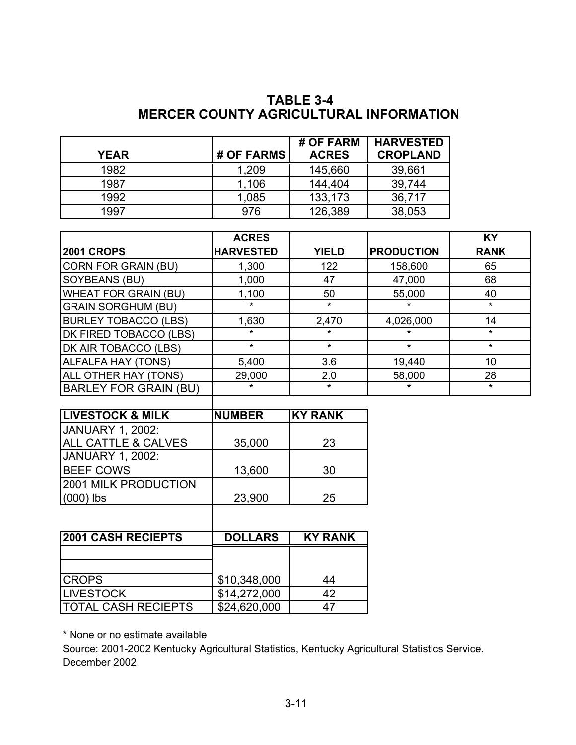# TABLE 3-4
# MERCER COUNTY AGRICULTURAL INFORMATION

| YEAR | # OF FARMS | # OF FARM ACRES | HARVESTED CROPLAND |
|---|---|---|---|
| 1982 | 1,209 | 145,660 | 39,661 |
| 1987 | 1,106 | 144,404 | 39,744 |
| 1992 | 1,085 | 133,173 | 36,717 |
| 1997 | 976 | 126,389 | 38,053 |

| 2001 CROPS | ACRES HARVESTED | YIELD | PRODUCTION | KY RANK |
|---|---|---|---|---|
| CORN FOR GRAIN (BU) | 1,300 | 122 | 158,600 | 65 |
| SOYBEANS (BU) | 1,000 | 47 | 47,000 | 68 |
| WHEAT FOR GRAIN (BU) | 1,100 | 50 | 55,000 | 40 |
| GRAIN SORGHUM (BU) | * | * | * | * |
| BURLEY TOBACCO (LBS) | 1,630 | 2,470 | 4,026,000 | 14 |
| DK FIRED TOBACCO (LBS) | * | * | * | * |
| DK AIR TOBACCO (LBS) | * | * | * | * |
| ALFALFA HAY (TONS) | 5,400 | 3.6 | 19,440 | 10 |
| ALL OTHER HAY (TONS) | 29,000 | 2.0 | 58,000 | 28 |
| BARLEY FOR GRAIN (BU) | * | * | * | * |

| LIVESTOCK & MILK | NUMBER | KY RANK |
|---|---|---|
| JANUARY 1, 2002: ALL CATTLE & CALVES | 35,000 | 23 |
| JANUARY 1, 2002: BEEF COWS | 13,600 | 30 |
| 2001 MILK PRODUCTION (000) lbs | 23,900 | 25 |

| 2001 CASH RECIEPTS | DOLLARS | KY RANK |
|---|---|---|
| CROPS | $10,348,000 | 44 |
| LIVESTOCK | $14,272,000 | 42 |
| TOTAL CASH RECIEPTS | $24,620,000 | 47 |

* None or no estimate available

Source: 2001-2002 Kentucky Agricultural Statistics, Kentucky Agricultural Statistics Service. December 2002